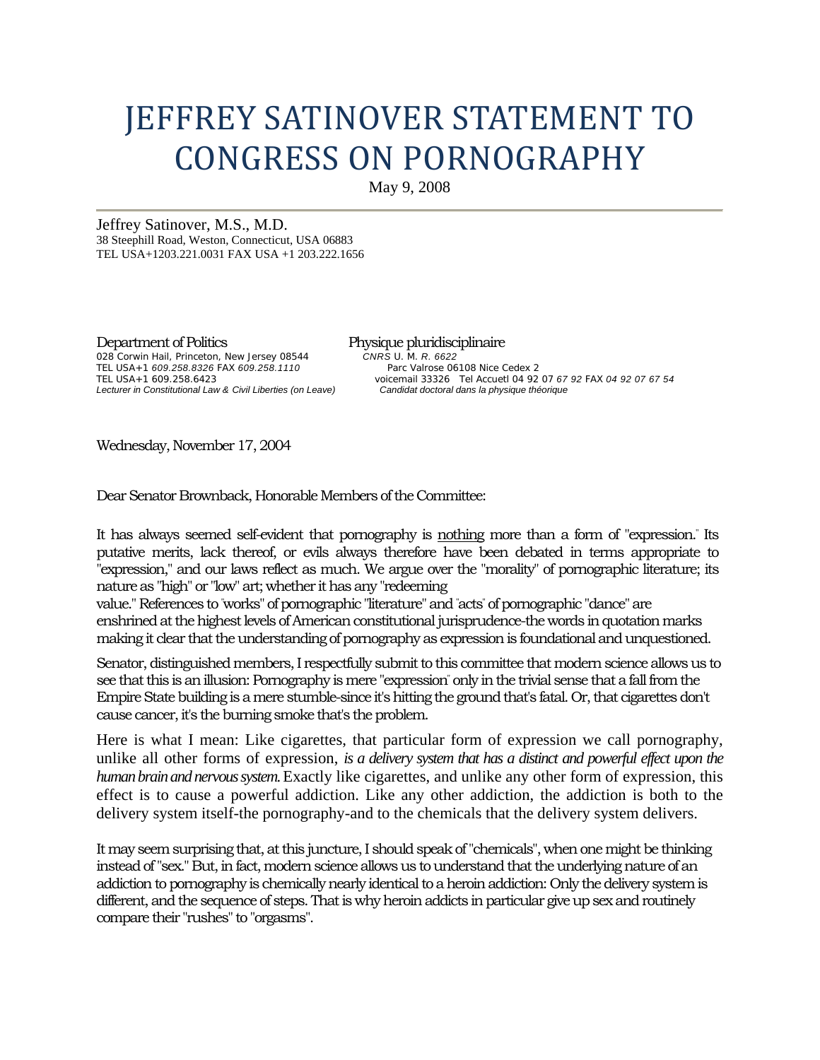# JEFFREY SATINOVER STATEMENT TO CONGRESS ON PORNOGRAPHY

May 9, 2008

Jeffrey Satinover, M.S., M.D.
38 Steephill Road, Weston, Connecticut, USA 06883
TEL USA+1203.221.0031 FAX USA +1 203.222.1656

Department of Politics
028 Corwin Hail, Princeton, New Jersey 08544
TEL USA+1 *609.258.8326* FAX *609.258.1110*
TEL USA+1 609.258.6423
*Lecturer in Constitutional Law & Civil Liberties (on Leave)*

Physique pluridisciplinaire
*CNRS* U. M. *R. 6622*
Parc Valrose 06108 Nice Cedex 2
voicemail 33326 Tel Accuetl 04 92 07 *67 92* FAX *04 92 07 67 54*
*Candidat doctoral dans la physique théorique*

Wednesday, November 17, 2004

Dear Senator Brownback, Honorable Members of the Committee:

It has always seemed self-evident that pornography is nothing more than a form of "expression." Its putative merits, lack thereof, or evils always therefore have been debated in terms appropriate to "expression," and our laws reflect as much. We argue over the "morality" of pornographic literature; its nature as "high" or "low" art; whether it has any "redeeming value." References to "works" of pornographic "literature" and "acts" of pornographic "dance" are enshrined at the highest levels of American constitutional jurisprudence-the words in quotation marks making it clear that the understanding of pornography as expression is foundational and unquestioned.

Senator, distinguished members, I respectfully submit to this committee that modern science allows us to see that this is an illusion: Pornography is mere "expression" only in the trivial sense that a fall from the Empire State building is a mere stumble-since it's hitting the ground that's fatal. Or, that cigarettes don't cause cancer, it's the burning smoke that's the problem.

Here is what I mean: Like cigarettes, that particular form of expression we call pornography, unlike all other forms of expression, *is a delivery system that has a distinct and powerful effect upon the human brain and nervous system.* Exactly like cigarettes, and unlike any other form of expression, this effect is to cause a powerful addiction. Like any other addiction, the addiction is both to the delivery system itself-the pornography-and to the chemicals that the delivery system delivers.

It may seem surprising that, at this juncture, I should speak of "chemicals", when one might be thinking instead of "sex." But, in fact, modern science allows us to understand that the underlying nature of an addiction to pornography is chemically nearly identical to a heroin addiction: Only the delivery system is different, and the sequence of steps. That is why heroin addicts in particular give up sex and routinely compare their "rushes" to "orgasms".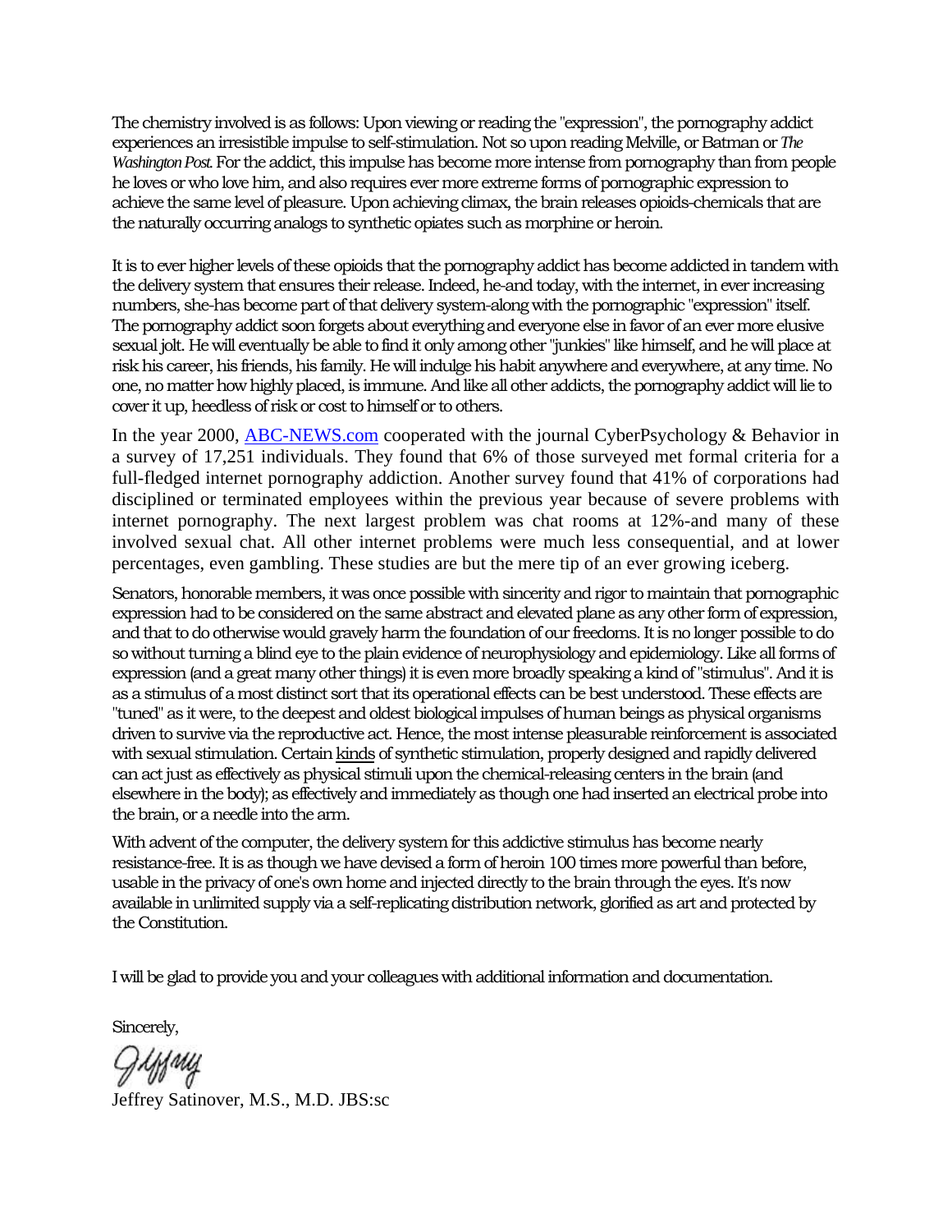The chemistry involved is as follows: Upon viewing or reading the "expression", the pornography addict experiences an irresistible impulse to self-stimulation. Not so upon reading Melville, or Batman or *The Washington Post.* For the addict, this impulse has become more intense from pornography than from people he loves or who love him, and also requires ever more extreme forms of pornographic expression to achieve the same level of pleasure. Upon achieving climax, the brain releases opioids-chemicals that are the naturally occurring analogs to synthetic opiates such as morphine or heroin.

It is to ever higher levels of these opioids that the pornography addict has become addicted in tandem with the delivery system that ensures their release. Indeed, he-and today, with the internet, in ever increasing numbers, she-has become part of that delivery system-along with the pornographic "expression" itself. The pornography addict soon forgets about everything and everyone else in favor of an ever more elusive sexual jolt. He will eventually be able to find it only among other "junkies" like himself, and he will place at risk his career, his friends, his family. He will indulge his habit anywhere and everywhere, at any time. No one, no matter how highly placed, is immune. And like all other addicts, the pornography addict will lie to cover it up, heedless of risk or cost to himself or to others.

In the year 2000, ABC-NEWS.com cooperated with the journal CyberPsychology & Behavior in a survey of 17,251 individuals. They found that 6% of those surveyed met formal criteria for a full-fledged internet pornography addiction. Another survey found that 41% of corporations had disciplined or terminated employees within the previous year because of severe problems with internet pornography. The next largest problem was chat rooms at 12%-and many of these involved sexual chat. All other internet problems were much less consequential, and at lower percentages, even gambling. These studies are but the mere tip of an ever growing iceberg.

Senators, honorable members, it was once possible with sincerity and rigor to maintain that pornographic expression had to be considered on the same abstract and elevated plane as any other form of expression, and that to do otherwise would gravely harm the foundation of our freedoms. It is no longer possible to do so without turning a blind eye to the plain evidence of neurophysiology and epidemiology. Like all forms of expression (and a great many other things) it is even more broadly speaking a kind of "stimulus". And it is as a stimulus of a most distinct sort that its operational effects can be best understood. These effects are "tuned" as it were, to the deepest and oldest biological impulses of human beings as physical organisms driven to survive via the reproductive act. Hence, the most intense pleasurable reinforcement is associated with sexual stimulation. Certain kinds of synthetic stimulation, properly designed and rapidly delivered can act just as effectively as physical stimuli upon the chemical-releasing centers in the brain (and elsewhere in the body); as effectively and immediately as though one had inserted an electrical probe into the brain, or a needle into the arm.

With advent of the computer, the delivery system for this addictive stimulus has become nearly resistance-free. It is as though we have devised a form of heroin 100 times more powerful than before, usable in the privacy of one's own home and injected directly to the brain through the eyes. It's now available in unlimited supply via a self-replicating distribution network, glorified as art and protected by the Constitution.

I will be glad to provide you and your colleagues with additional information and documentation.

Sincerely,

Jeffrey Satinover, M.S., M.D. JBS:sc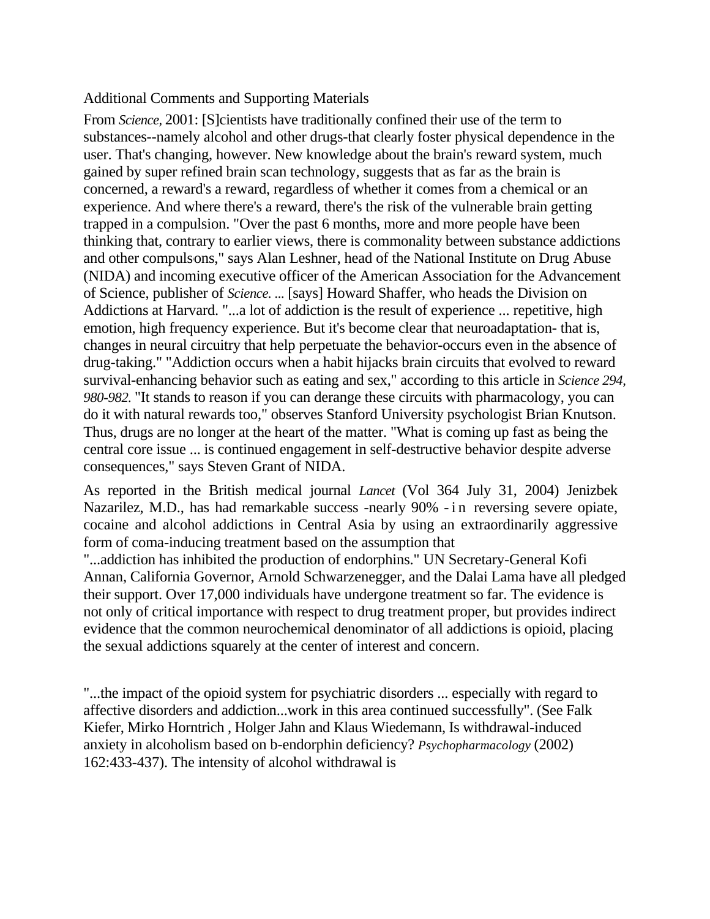Additional Comments and Supporting Materials

From *Science,* 2001: [S]cientists have traditionally confined their use of the term to substances--namely alcohol and other drugs-that clearly foster physical dependence in the user. That's changing, however. New knowledge about the brain's reward system, much gained by super refined brain scan technology, suggests that as far as the brain is concerned, a reward's a reward, regardless of whether it comes from a chemical or an experience. And where there's a reward, there's the risk of the vulnerable brain getting trapped in a compulsion. "Over the past 6 months, more and more people have been thinking that, contrary to earlier views, there is commonality between substance addictions and other compulsions," says Alan Leshner, head of the National Institute on Drug Abuse (NIDA) and incoming executive officer of the American Association for the Advancement of Science, publisher of *Science. ...* [says] Howard Shaffer, who heads the Division on Addictions at Harvard. "...a lot of addiction is the result of experience ... repetitive, high emotion, high frequency experience. But it's become clear that neuroadaptation- that is, changes in neural circuitry that help perpetuate the behavior-occurs even in the absence of drug-taking." "Addiction occurs when a habit hijacks brain circuits that evolved to reward survival-enhancing behavior such as eating and sex," according to this article in *Science 294, 980-982.* "It stands to reason if you can derange these circuits with pharmacology, you can do it with natural rewards too," observes Stanford University psychologist Brian Knutson. Thus, drugs are no longer at the heart of the matter. "What is coming up fast as being the central core issue ... is continued engagement in self-destructive behavior despite adverse consequences," says Steven Grant of NIDA.

As reported in the British medical journal *Lancet* (Vol 364 July 31, 2004) Jenizbek Nazarilez, M.D., has had remarkable success -nearly 90% - in reversing severe opiate, cocaine and alcohol addictions in Central Asia by using an extraordinarily aggressive form of coma-inducing treatment based on the assumption that "...addiction has inhibited the production of endorphins." UN Secretary-General Kofi Annan, California Governor, Arnold Schwarzenegger, and the Dalai Lama have all pledged their support. Over 17,000 individuals have undergone treatment so far. The evidence is not only of critical importance with respect to drug treatment proper, but provides indirect evidence that the common neurochemical denominator of all addictions is opioid, placing the sexual addictions squarely at the center of interest and concern.

"...the impact of the opioid system for psychiatric disorders ... especially with regard to affective disorders and addiction...work in this area continued successfully". (See Falk Kiefer, Mirko Horntrich , Holger Jahn and Klaus Wiedemann, Is withdrawal-induced anxiety in alcoholism based on b-endorphin deficiency? *Psychopharmacology* (2002) 162:433-437). The intensity of alcohol withdrawal is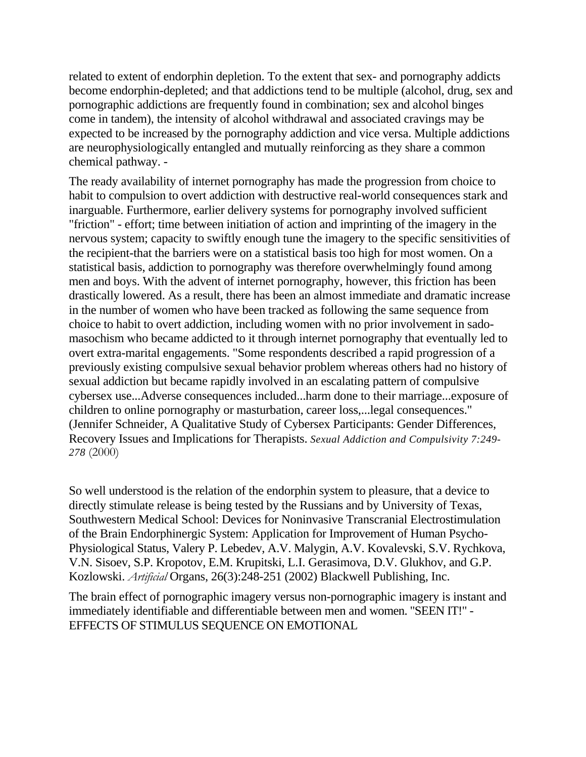related to extent of endorphin depletion. To the extent that sex- and pornography addicts become endorphin-depleted; and that addictions tend to be multiple (alcohol, drug, sex and pornographic addictions are frequently found in combination; sex and alcohol binges come in tandem), the intensity of alcohol withdrawal and associated cravings may be expected to be increased by the pornography addiction and vice versa. Multiple addictions are neurophysiologically entangled and mutually reinforcing as they share a common chemical pathway. -

The ready availability of internet pornography has made the progression from choice to habit to compulsion to overt addiction with destructive real-world consequences stark and inarguable. Furthermore, earlier delivery systems for pornography involved sufficient "friction" - effort; time between initiation of action and imprinting of the imagery in the nervous system; capacity to swiftly enough tune the imagery to the specific sensitivities of the recipient-that the barriers were on a statistical basis too high for most women. On a statistical basis, addiction to pornography was therefore overwhelmingly found among men and boys. With the advent of internet pornography, however, this friction has been drastically lowered. As a result, there has been an almost immediate and dramatic increase in the number of women who have been tracked as following the same sequence from choice to habit to overt addiction, including women with no prior involvement in sado-masochism who became addicted to it through internet pornography that eventually led to overt extra-marital engagements. "Some respondents described a rapid progression of a previously existing compulsive sexual behavior problem whereas others had no history of sexual addiction but became rapidly involved in an escalating pattern of compulsive cybersex use...Adverse consequences included...harm done to their marriage...exposure of children to online pornography or masturbation, career loss,...legal consequences." (Jennifer Schneider, A Qualitative Study of Cybersex Participants: Gender Differences, Recovery Issues and Implications for Therapists. *Sexual Addiction and Compulsivity 7:249-278* (2000)

So well understood is the relation of the endorphin system to pleasure, that a device to directly stimulate release is being tested by the Russians and by University of Texas, Southwestern Medical School: Devices for Noninvasive Transcranial Electrostimulation of the Brain Endorphinergic System: Application for Improvement of Human Psycho-Physiological Status, Valery P. Lebedev, A.V. Malygin, A.V. Kovalevski, S.V. Rychkova, V.N. Sisoev, S.P. Kropotov, E.M. Krupitski, L.I. Gerasimova, D.V. Glukhov, and G.P. Kozlowski. *Artificial* Organs, 26(3):248-251 (2002) Blackwell Publishing, Inc.

The brain effect of pornographic imagery versus non-pornographic imagery is instant and immediately identifiable and differentiable between men and women. "SEEN IT!" - EFFECTS OF STIMULUS SEQUENCE ON EMOTIONAL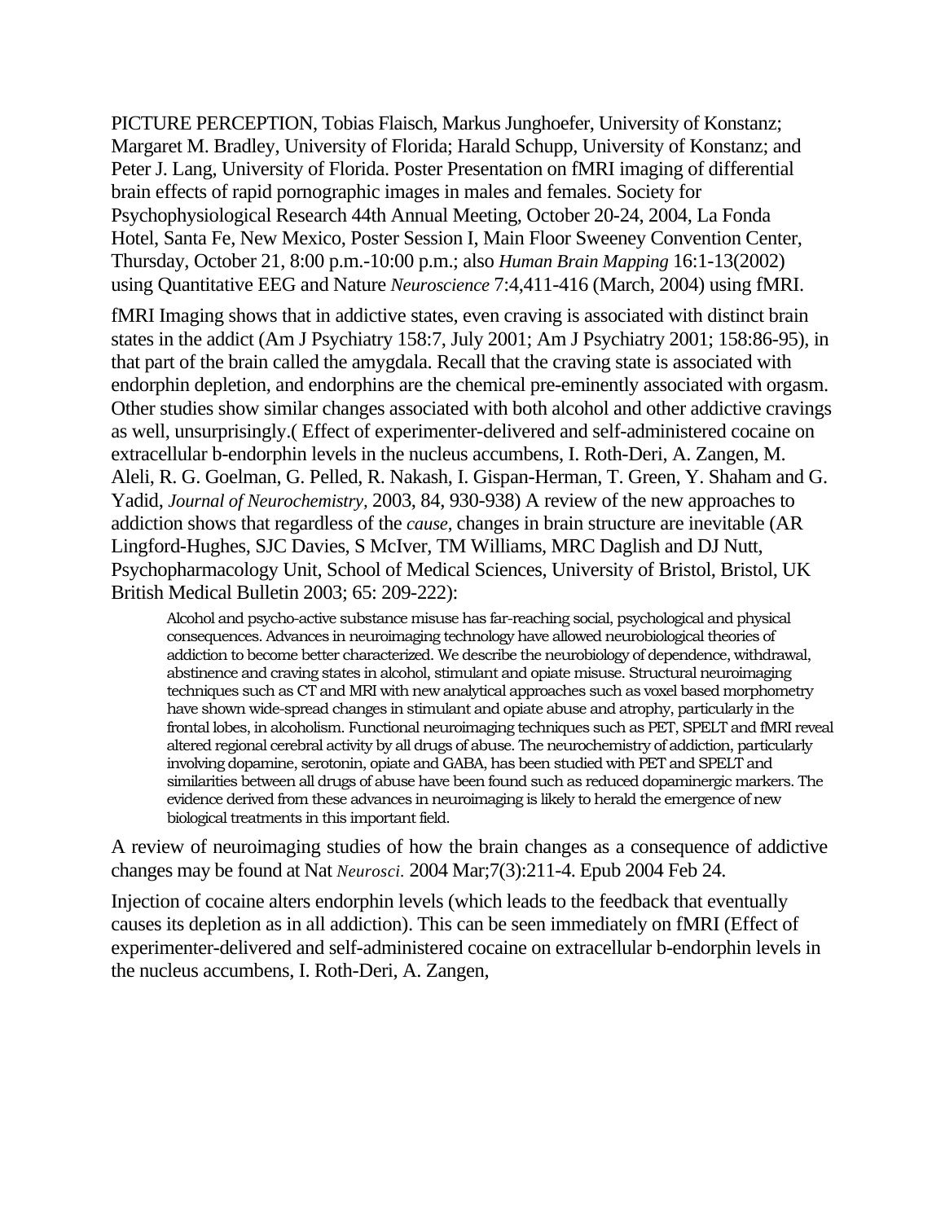PICTURE PERCEPTION, Tobias Flaisch, Markus Junghoefer, University of Konstanz; Margaret M. Bradley, University of Florida; Harald Schupp, University of Konstanz; and Peter J. Lang, University of Florida. Poster Presentation on fMRI imaging of differential brain effects of rapid pornographic images in males and females. Society for Psychophysiological Research 44th Annual Meeting, October 20-24, 2004, La Fonda Hotel, Santa Fe, New Mexico, Poster Session I, Main Floor Sweeney Convention Center, Thursday, October 21, 8:00 p.m.-10:00 p.m.; also *Human Brain Mapping* 16:1-13(2002) using Quantitative EEG and Nature *Neuroscience* 7:4,411-416 (March, 2004) using fMRI.

fMRI Imaging shows that in addictive states, even craving is associated with distinct brain states in the addict (Am J Psychiatry 158:7, July 2001; Am J Psychiatry 2001; 158:86-95), in that part of the brain called the amygdala. Recall that the craving state is associated with endorphin depletion, and endorphins are the chemical pre-eminently associated with orgasm. Other studies show similar changes associated with both alcohol and other addictive cravings as well, unsurprisingly.( Effect of experimenter-delivered and self-administered cocaine on extracellular b-endorphin levels in the nucleus accumbens, I. Roth-Deri, A. Zangen, M. Aleli, R. G. Goelman, G. Pelled, R. Nakash, I. Gispan-Herman, T. Green, Y. Shaham and G. Yadid, *Journal of Neurochemistry,* 2003, 84, 930-938) A review of the new approaches to addiction shows that regardless of the *cause,* changes in brain structure are inevitable (AR Lingford-Hughes, SJC Davies, S McIver, TM Williams, MRC Daglish and DJ Nutt, Psychopharmacology Unit, School of Medical Sciences, University of Bristol, Bristol, UK British Medical Bulletin 2003; 65: 209-222):

> Alcohol and psycho-active substance misuse has far-reaching social, psychological and physical consequences. Advances in neuroimaging technology have allowed neurobiological theories of addiction to become better characterized. We describe the neurobiology of dependence, withdrawal, abstinence and craving states in alcohol, stimulant and opiate misuse. Structural neuroimaging techniques such as CT and MRI with new analytical approaches such as voxel based morphometry have shown wide-spread changes in stimulant and opiate abuse and atrophy, particularly in the frontal lobes, in alcoholism. Functional neuroimaging techniques such as PET, SPELT and fMRI reveal altered regional cerebral activity by all drugs of abuse. The neurochemistry of addiction, particularly involving dopamine, serotonin, opiate and GABA, has been studied with PET and SPELT and similarities between all drugs of abuse have been found such as reduced dopaminergic markers. The evidence derived from these advances in neuroimaging is likely to herald the emergence of new biological treatments in this important field.

A review of neuroimaging studies of how the brain changes as a consequence of addictive changes may be found at Nat *Neurosci.* 2004 Mar;7(3):211-4. Epub 2004 Feb 24.

Injection of cocaine alters endorphin levels (which leads to the feedback that eventually causes its depletion as in all addiction). This can be seen immediately on fMRI (Effect of experimenter-delivered and self-administered cocaine on extracellular b-endorphin levels in the nucleus accumbens, I. Roth-Deri, A. Zangen,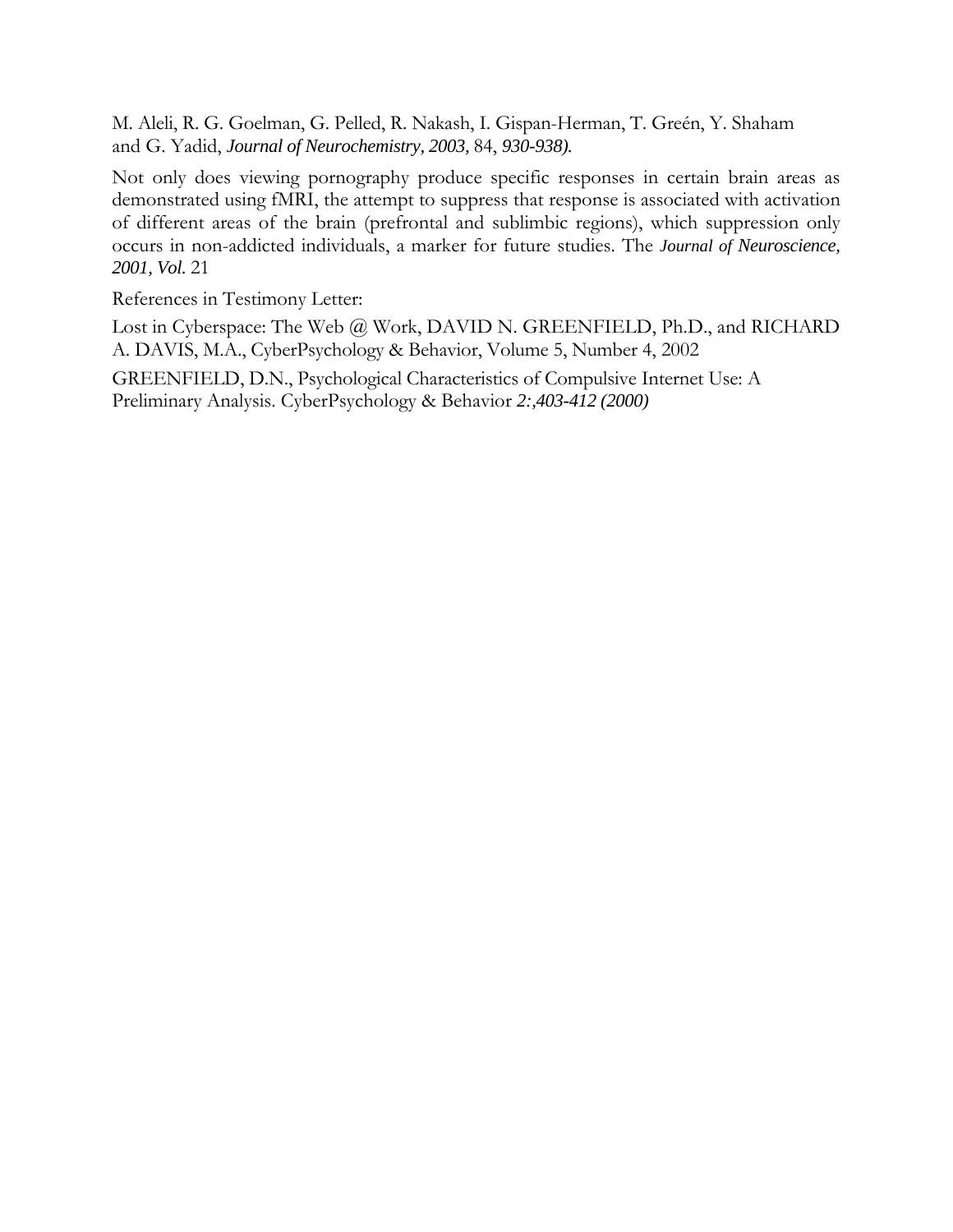M. Aleli, R. G. Goelman, G. Pelled, R. Nakash, I. Gispan-Herman, T. Greén, Y. Shaham and G. Yadid, *Journal of Neurochemistry, 2003,* 84, *930-938).*

Not only does viewing pornography produce specific responses in certain brain areas as demonstrated using fMRI, the attempt to suppress that response is associated with activation of different areas of the brain (prefrontal and sublimbic regions), which suppression only occurs in non-addicted individuals, a marker for future studies. The *Journal of Neuroscience, 2001, Vol.* 21

References in Testimony Letter:

Lost in Cyberspace: The Web @ Work, DAVID N. GREENFIELD, Ph.D., and RICHARD A. DAVIS, M.A., CyberPsychology & Behavior, Volume 5, Number 4, 2002

GREENFIELD, D.N., Psychological Characteristics of Compulsive Internet Use: A Preliminary Analysis. CyberPsychology & Behavior *2:,403-412 (2000)*